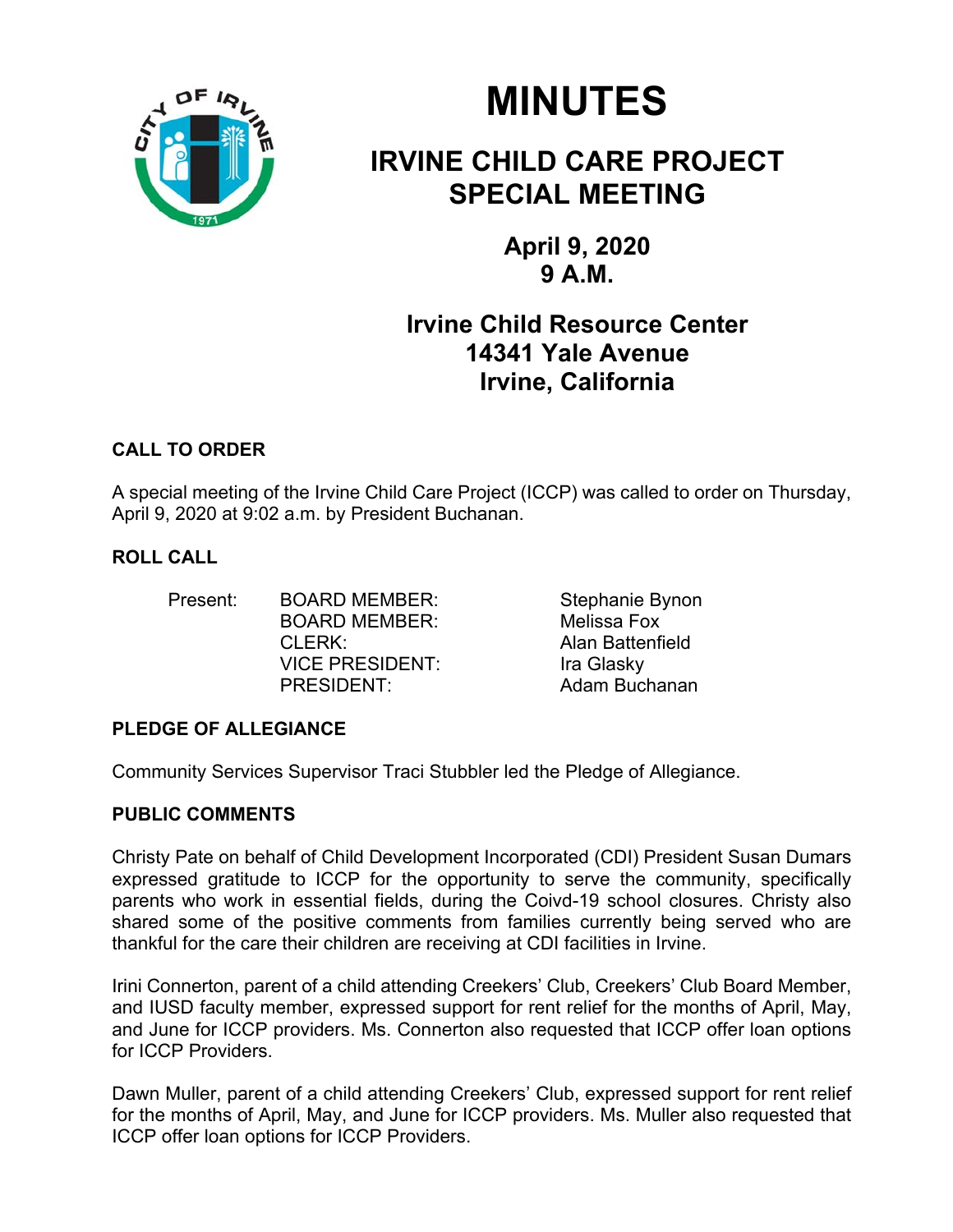# MINUTES

## IRVINE CHILD CARE PROJECT SPECIAL MEETING

**April 9, 2020**
**9 A.M.**

**Irvine Child Resource Center**
**14341 Yale Avenue**
**Irvine, California**

### CALL TO ORDER

A special meeting of the Irvine Child Care Project (ICCP) was called to order on Thursday, April 9, 2020 at 9:02 a.m. by President Buchanan.

### ROLL CALL

| Present: | BOARD MEMBER: | Stephanie Bynon |
|---|---|---|
| | BOARD MEMBER: | Melissa Fox |
| | CLERK: | Alan Battenfield |
| | VICE PRESIDENT: | Ira Glasky |
| | PRESIDENT: | Adam Buchanan |

### PLEDGE OF ALLEGIANCE

Community Services Supervisor Traci Stubbler led the Pledge of Allegiance.

### PUBLIC COMMENTS

Christy Pate on behalf of Child Development Incorporated (CDI) President Susan Dumars expressed gratitude to ICCP for the opportunity to serve the community, specifically parents who work in essential fields, during the Coivd-19 school closures. Christy also shared some of the positive comments from families currently being served who are thankful for the care their children are receiving at CDI facilities in Irvine.

Irini Connerton, parent of a child attending Creekers' Club, Creekers' Club Board Member, and IUSD faculty member, expressed support for rent relief for the months of April, May, and June for ICCP providers. Ms. Connerton also requested that ICCP offer loan options for ICCP Providers.

Dawn Muller, parent of a child attending Creekers' Club, expressed support for rent relief for the months of April, May, and June for ICCP providers. Ms. Muller also requested that ICCP offer loan options for ICCP Providers.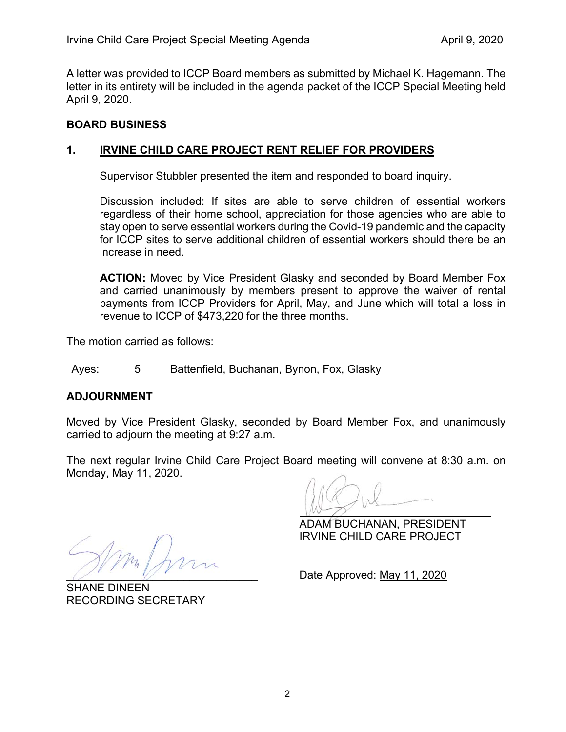A letter was provided to ICCP Board members as submitted by Michael K. Hagemann. The letter in its entirety will be included in the agenda packet of the ICCP Special Meeting held April 9, 2020.

## BOARD BUSINESS

### 1. IRVINE CHILD CARE PROJECT RENT RELIEF FOR PROVIDERS

Supervisor Stubbler presented the item and responded to board inquiry.

Discussion included: If sites are able to serve children of essential workers regardless of their home school, appreciation for those agencies who are able to stay open to serve essential workers during the Covid-19 pandemic and the capacity for ICCP sites to serve additional children of essential workers should there be an increase in need.

**ACTION:** Moved by Vice President Glasky and seconded by Board Member Fox and carried unanimously by members present to approve the waiver of rental payments from ICCP Providers for April, May, and June which will total a loss in revenue to ICCP of $473,220 for the three months.

The motion carried as follows:

Ayes: 5 Battenfield, Buchanan, Bynon, Fox, Glasky

## ADJOURNMENT

Moved by Vice President Glasky, seconded by Board Member Fox, and unanimously carried to adjourn the meeting at 9:27 a.m.

The next regular Irvine Child Care Project Board meeting will convene at 8:30 a.m. on Monday, May 11, 2020.

ADAM BUCHANAN, PRESIDENT
IRVINE CHILD CARE PROJECT

SHANE DINEEN
RECORDING SECRETARY

Date Approved: May 11, 2020